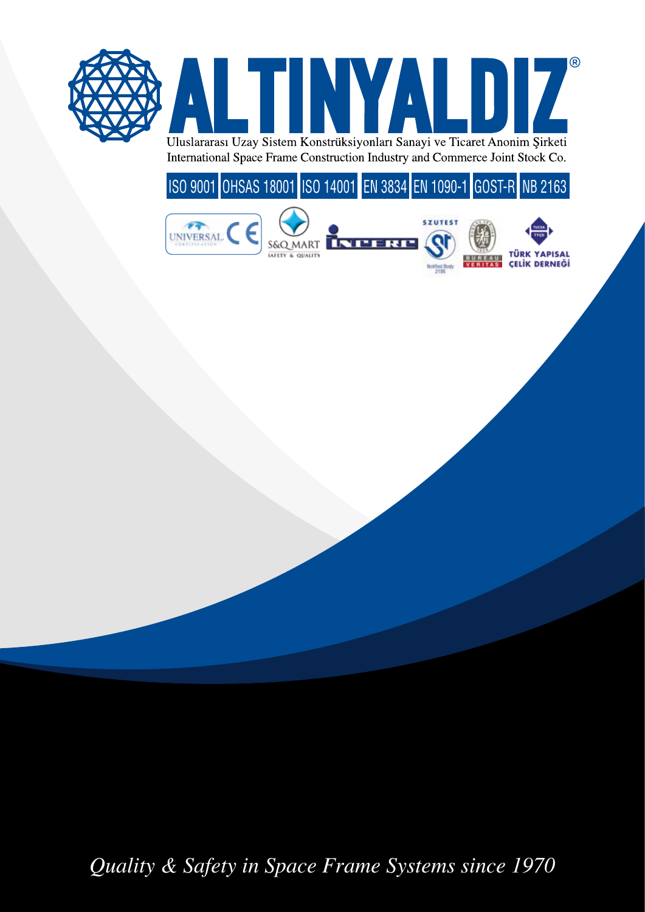# ALTINYALDIZ®

Uluslararası Uzay Sistem Konstrüksiyonları Sanayi ve Ticaret Anonim Şirketi
International Space Frame Construction Industry and Commerce Joint Stock Co.

ISO 9001 | OHSAS 18001 | ISO 14001 | EN 3834 | EN 1090-1 | GOST-R | NB 2163

UNIVERSAL CERTIFICATION CE | S&Q MART SAFETY & QUALITY | INTERTEK | SZUTEST Notified Body 2195 | BUREAU VERITAS | TUCSA TYÇD TÜRK YAPISAL ÇELİK DERNEĞİ

*Quality & Safety in Space Frame Systems since 1970*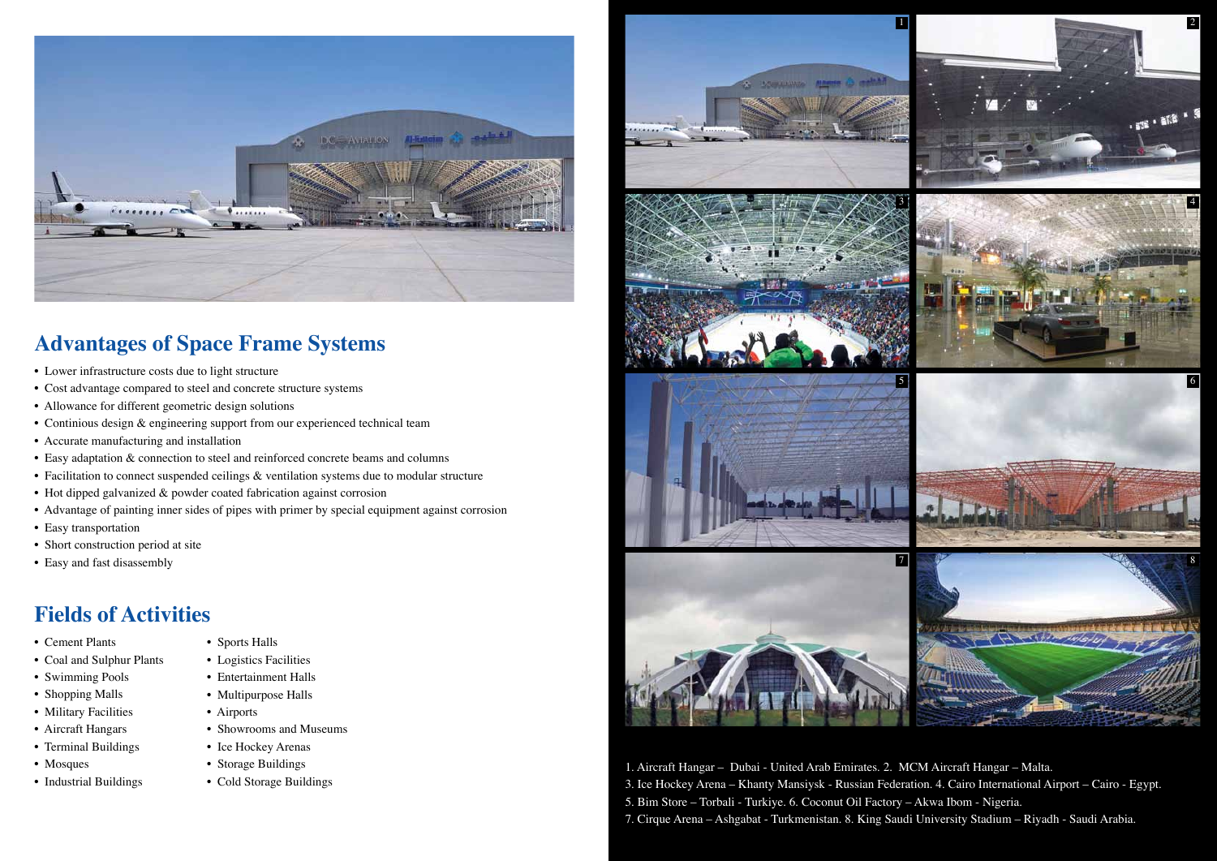## Advantages of Space Frame Systems

- Lower infrastructure costs due to light structure
- Cost advantage compared to steel and concrete structure systems
- Allowance for different geometric design solutions
- Continious design & engineering support from our experienced technical team
- Accurate manufacturing and installation
- Easy adaptation & connection to steel and reinforced concrete beams and columns
- Facilitation to connect suspended ceilings & ventilation systems due to modular structure
- Hot dipped galvanized & powder coated fabrication against corrosion
- Advantage of painting inner sides of pipes with primer by special equipment against corrosion
- Easy transportation
- Short construction period at site
- Easy and fast disassembly

## Fields of Activities

- Cement Plants
- Coal and Sulphur Plants
- Swimming Pools
- Shopping Malls
- Military Facilities
- Aircraft Hangars
- Terminal Buildings
- Mosques
- Industrial Buildings
- Sports Halls
- Logistics Facilities
- Entertainment Halls
- Multipurpose Halls
- Airports
- Showrooms and Museums
- Ice Hockey Arenas
- Storage Buildings
- Cold Storage Buildings

1. Aircraft Hangar – Dubai - United Arab Emirates. 2. MCM Aircraft Hangar – Malta.
3. Ice Hockey Arena – Khanty Mansiysk - Russian Federation. 4. Cairo International Airport – Cairo - Egypt.
5. Bim Store – Torbali - Turkiye. 6. Coconut Oil Factory – Akwa Ibom - Nigeria.
7. Cirque Arena – Ashgabat - Turkmenistan. 8. King Saudi University Stadium – Riyadh - Saudi Arabia.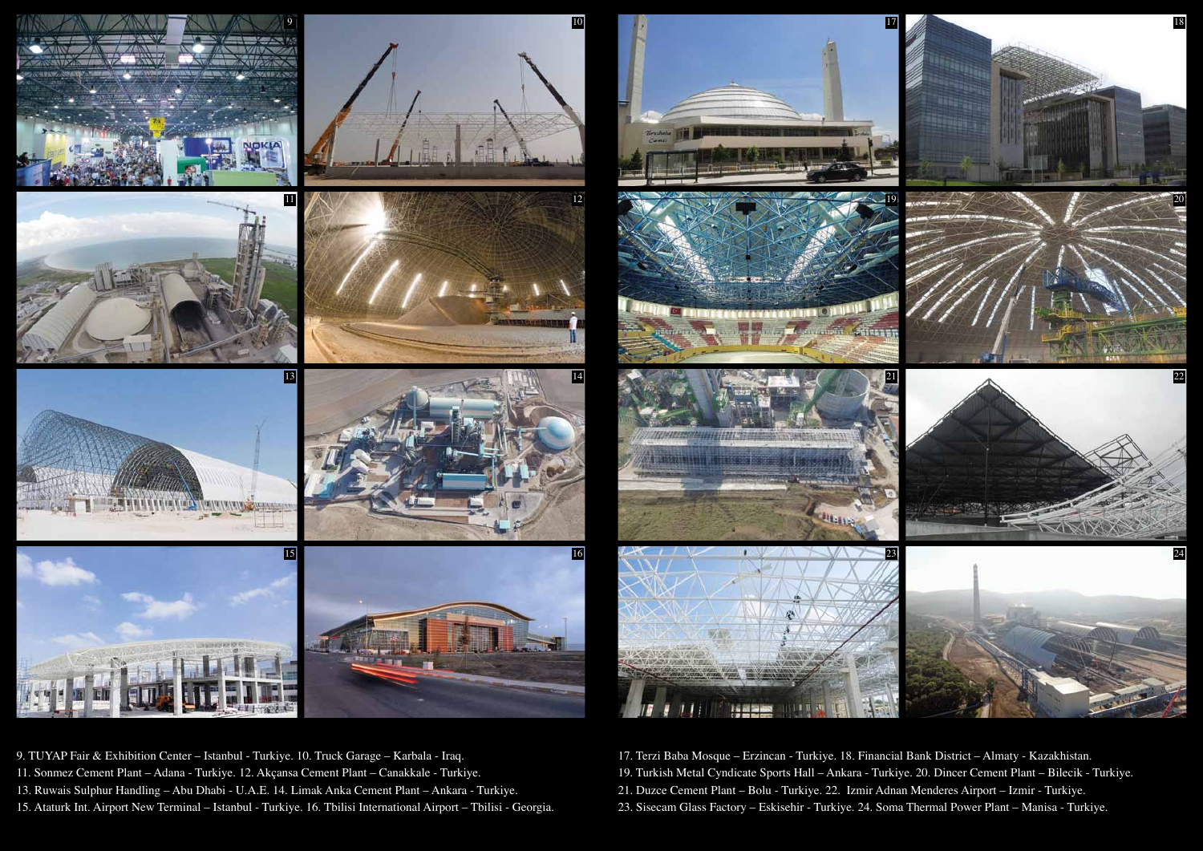9. TUYAP Fair & Exhibition Center – Istanbul - Turkiye. 10. Truck Garage – Karbala - Iraq.
11. Sonmez Cement Plant – Adana - Turkiye. 12. Akçansa Cement Plant – Canakkale - Turkiye.
13. Ruwais Sulphur Handling – Abu Dhabi - U.A.E. 14. Limak Anka Cement Plant – Ankara - Turkiye.
15. Ataturk Int. Airport New Terminal – Istanbul - Turkiye. 16. Tbilisi International Airport – Tbilisi - Georgia.

17. Terzi Baba Mosque – Erzincan - Turkiye. 18. Financial Bank District – Almaty - Kazakhistan.
19. Turkish Metal Cyndicate Sports Hall – Ankara - Turkiye. 20. Dincer Cement Plant – Bilecik - Turkiye.
21. Duzce Cement Plant – Bolu - Turkiye. 22. Izmir Adnan Menderes Airport – Izmir - Turkiye.
23. Sisecam Glass Factory – Eskisehir - Turkiye. 24. Soma Thermal Power Plant – Manisa - Turkiye.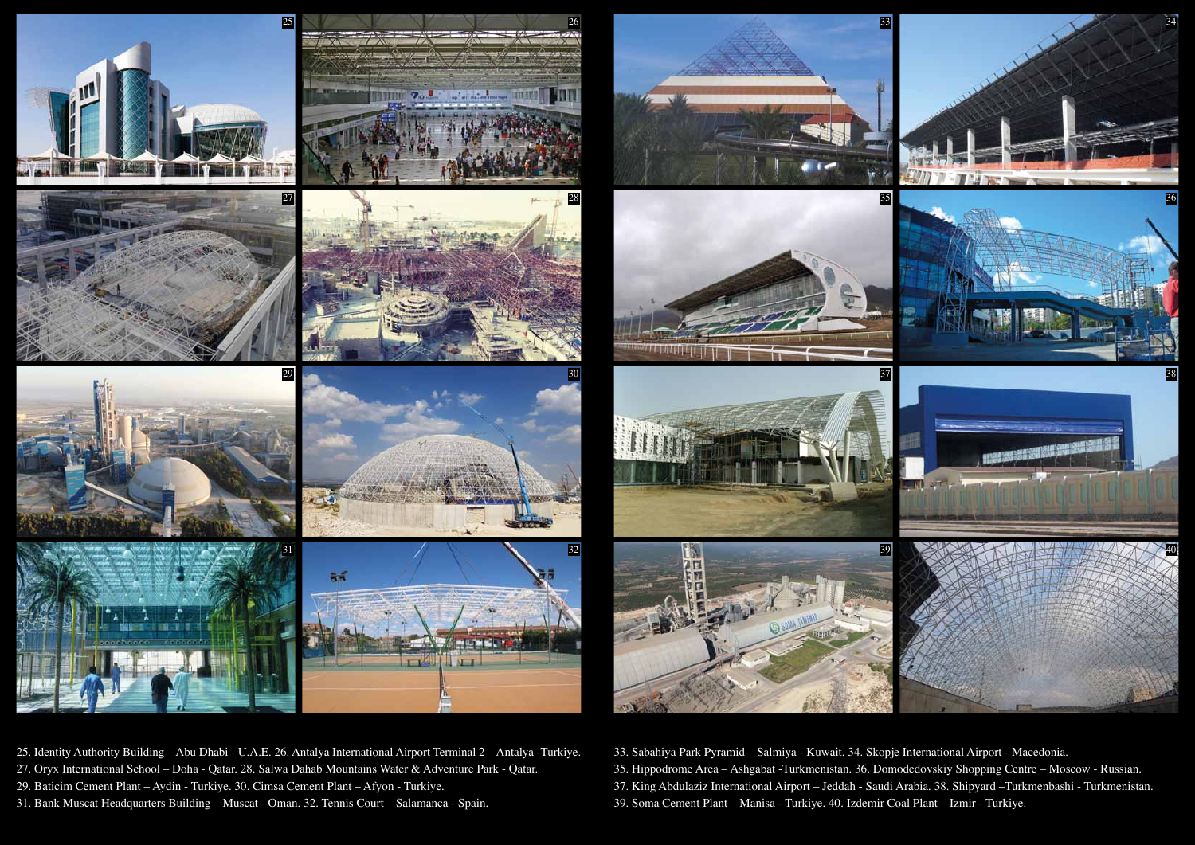25. Identity Authority Building – Abu Dhabi - U.A.E. 26. Antalya International Airport Terminal 2 – Antalya -Turkiye.
27. Oryx International School – Doha - Qatar. 28. Salwa Dahab Mountains Water & Adventure Park - Qatar.
29. Baticim Cement Plant – Aydin - Turkiye. 30. Cimsa Cement Plant – Afyon - Turkiye.
31. Bank Muscat Headquarters Building – Muscat - Oman. 32. Tennis Court – Salamanca - Spain.

33. Sabahiya Park Pyramid – Salmiya - Kuwait. 34. Skopje International Airport - Macedonia.
35. Hippodrome Area – Ashgabat -Turkmenistan. 36. Domodedovskiy Shopping Centre – Moscow - Russian.
37. King Abdulaziz International Airport – Jeddah - Saudi Arabia. 38. Shipyard –Turkmenbashi - Turkmenistan.
39. Soma Cement Plant – Manisa - Turkiye. 40. Izdemir Coal Plant – Izmir - Turkiye.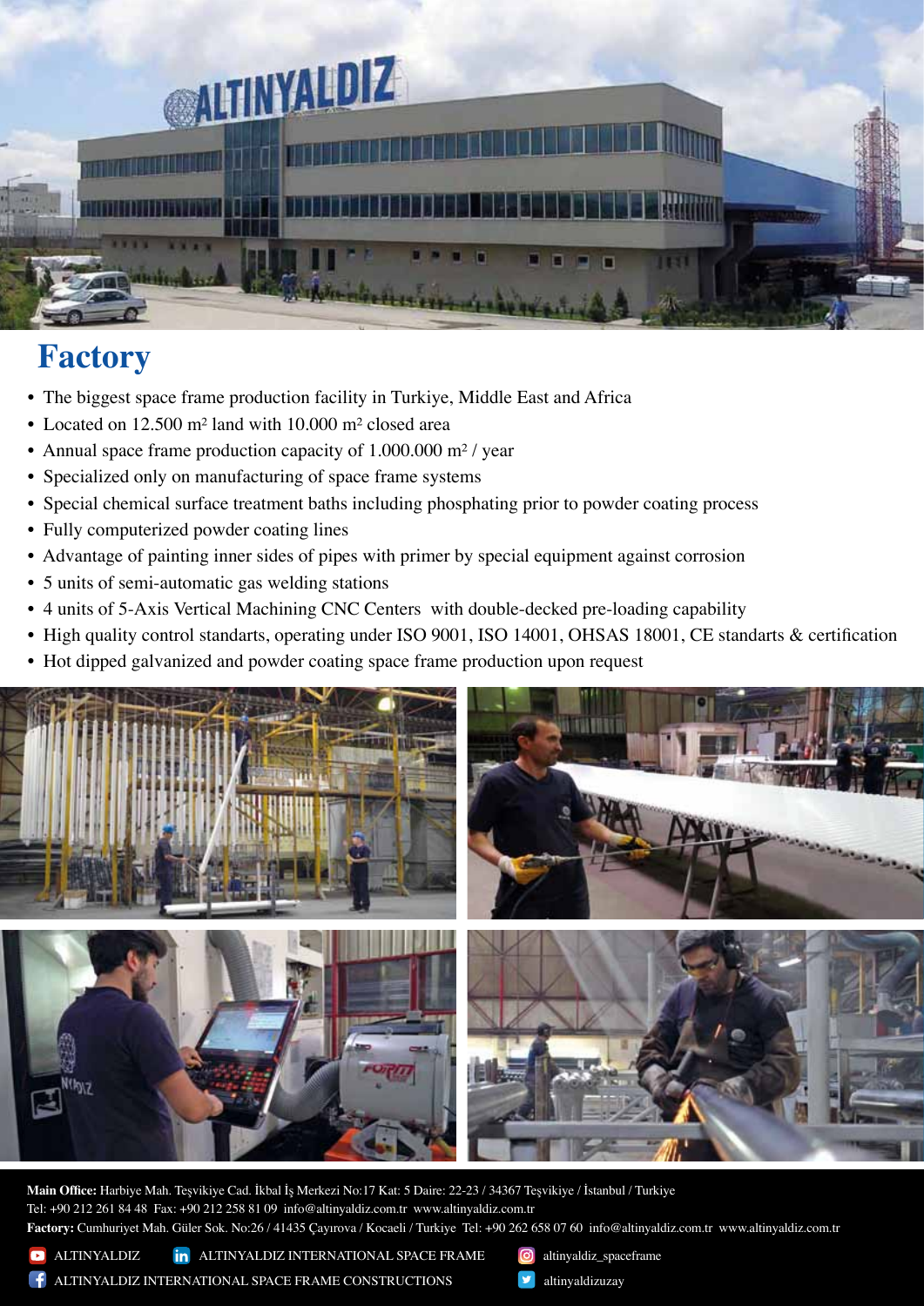# Factory

- The biggest space frame production facility in Turkiye, Middle East and Africa
- Located on 12.500 m² land with 10.000 m² closed area
- Annual space frame production capacity of 1.000.000 m² / year
- Specialized only on manufacturing of space frame systems
- Special chemical surface treatment baths including phosphating prior to powder coating process
- Fully computerized powder coating lines
- Advantage of painting inner sides of pipes with primer by special equipment against corrosion
- 5 units of semi-automatic gas welding stations
- 4 units of 5-Axis Vertical Machining CNC Centers with double-decked pre-loading capability
- High quality control standarts, operating under ISO 9001, ISO 14001, OHSAS 18001, CE standarts & certification
- Hot dipped galvanized and powder coating space frame production upon request

**Main Office:** Harbiye Mah. Teşvikiye Cad. İkbal İş Merkezi No:17 Kat: 5 Daire: 22-23 / 34367 Teşvikiye / İstanbul / Turkiye
Tel: +90 212 261 84 48 Fax: +90 212 258 81 09 info@altinyaldiz.com.tr www.altinyaldiz.com.tr
**Factory:** Cumhuriyet Mah. Güler Sok. No:26 / 41435 Çayırova / Kocaeli / Turkiye Tel: +90 262 658 07 60 info@altinyaldiz.com.tr www.altinyaldiz.com.tr

ALTINYALDIZ
ALTINYALDIZ INTERNATIONAL SPACE FRAME
altinyaldiz_spaceframe
ALTINYALDIZ INTERNATIONAL SPACE FRAME CONSTRUCTIONS
altinyaldizuzay